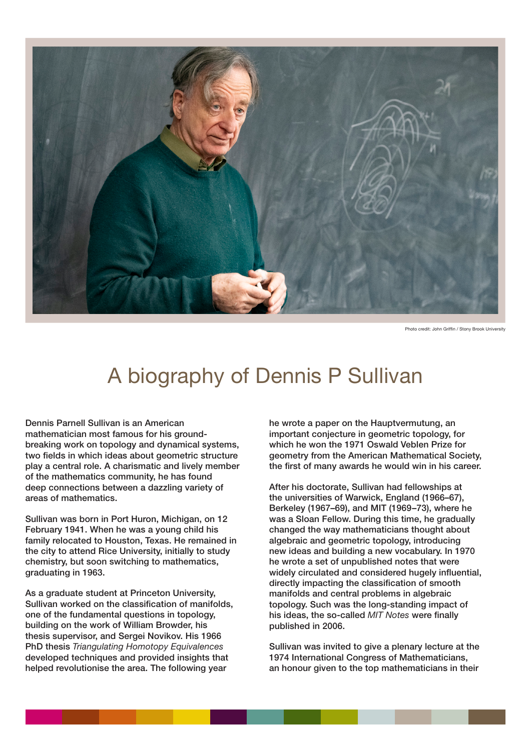Photo credit: John Griffin / Stony Brook University

# A biography of Dennis P Sullivan

Dennis Parnell Sullivan is an American mathematician most famous for his ground-breaking work on topology and dynamical systems, two fields in which ideas about geometric structure play a central role. A charismatic and lively member of the mathematics community, he has found deep connections between a dazzling variety of areas of mathematics.

Sullivan was born in Port Huron, Michigan, on 12 February 1941. When he was a young child his family relocated to Houston, Texas. He remained in the city to attend Rice University, initially to study chemistry, but soon switching to mathematics, graduating in 1963.

As a graduate student at Princeton University, Sullivan worked on the classification of manifolds, one of the fundamental questions in topology, building on the work of William Browder, his thesis supervisor, and Sergei Novikov. His 1966 PhD thesis *Triangulating Homotopy Equivalences* developed techniques and provided insights that helped revolutionise the area. The following year he wrote a paper on the Hauptvermutung, an important conjecture in geometric topology, for which he won the 1971 Oswald Veblen Prize for geometry from the American Mathematical Society, the first of many awards he would win in his career.

After his doctorate, Sullivan had fellowships at the universities of Warwick, England (1966–67), Berkeley (1967–69), and MIT (1969–73), where he was a Sloan Fellow. During this time, he gradually changed the way mathematicians thought about algebraic and geometric topology, introducing new ideas and building a new vocabulary. In 1970 he wrote a set of unpublished notes that were widely circulated and considered hugely influential, directly impacting the classification of smooth manifolds and central problems in algebraic topology. Such was the long-standing impact of his ideas, the so-called *MIT Notes* were finally published in 2006.

Sullivan was invited to give a plenary lecture at the 1974 International Congress of Mathematicians, an honour given to the top mathematicians in their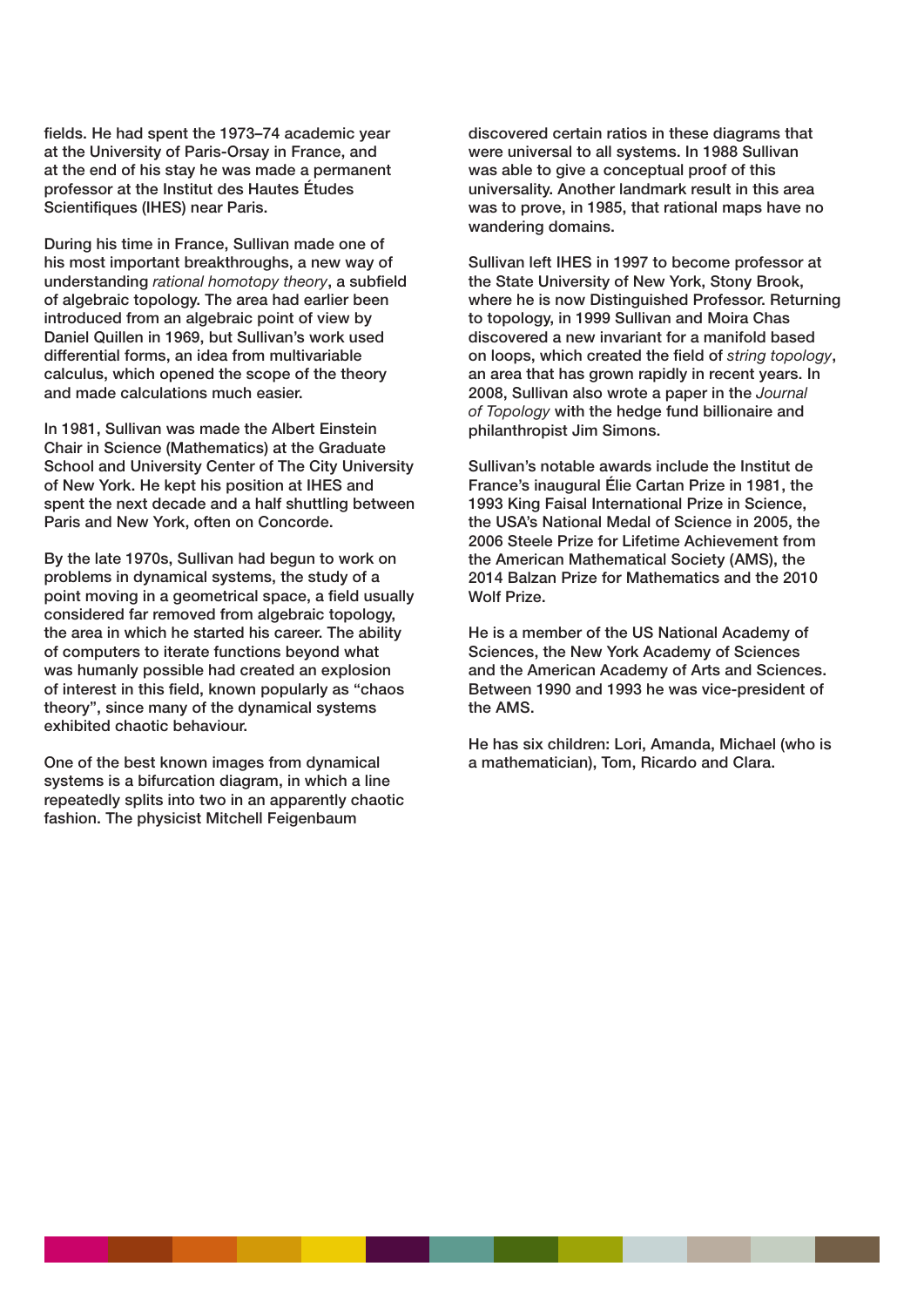fields. He had spent the 1973–74 academic year at the University of Paris-Orsay in France, and at the end of his stay he was made a permanent professor at the Institut des Hautes Études Scientifiques (IHES) near Paris.

During his time in France, Sullivan made one of his most important breakthroughs, a new way of understanding *rational homotopy theory*, a subfield of algebraic topology. The area had earlier been introduced from an algebraic point of view by Daniel Quillen in 1969, but Sullivan's work used differential forms, an idea from multivariable calculus, which opened the scope of the theory and made calculations much easier.

In 1981, Sullivan was made the Albert Einstein Chair in Science (Mathematics) at the Graduate School and University Center of The City University of New York. He kept his position at IHES and spent the next decade and a half shuttling between Paris and New York, often on Concorde.

By the late 1970s, Sullivan had begun to work on problems in dynamical systems, the study of a point moving in a geometrical space, a field usually considered far removed from algebraic topology, the area in which he started his career. The ability of computers to iterate functions beyond what was humanly possible had created an explosion of interest in this field, known popularly as "chaos theory", since many of the dynamical systems exhibited chaotic behaviour.

One of the best known images from dynamical systems is a bifurcation diagram, in which a line repeatedly splits into two in an apparently chaotic fashion. The physicist Mitchell Feigenbaum discovered certain ratios in these diagrams that were universal to all systems. In 1988 Sullivan was able to give a conceptual proof of this universality. Another landmark result in this area was to prove, in 1985, that rational maps have no wandering domains.

Sullivan left IHES in 1997 to become professor at the State University of New York, Stony Brook, where he is now Distinguished Professor. Returning to topology, in 1999 Sullivan and Moira Chas discovered a new invariant for a manifold based on loops, which created the field of *string topology*, an area that has grown rapidly in recent years. In 2008, Sullivan also wrote a paper in the *Journal of Topology* with the hedge fund billionaire and philanthropist Jim Simons.

Sullivan's notable awards include the Institut de France's inaugural Élie Cartan Prize in 1981, the 1993 King Faisal International Prize in Science, the USA's National Medal of Science in 2005, the 2006 Steele Prize for Lifetime Achievement from the American Mathematical Society (AMS), the 2014 Balzan Prize for Mathematics and the 2010 Wolf Prize.

He is a member of the US National Academy of Sciences, the New York Academy of Sciences and the American Academy of Arts and Sciences. Between 1990 and 1993 he was vice-president of the AMS.

He has six children: Lori, Amanda, Michael (who is a mathematician), Tom, Ricardo and Clara.